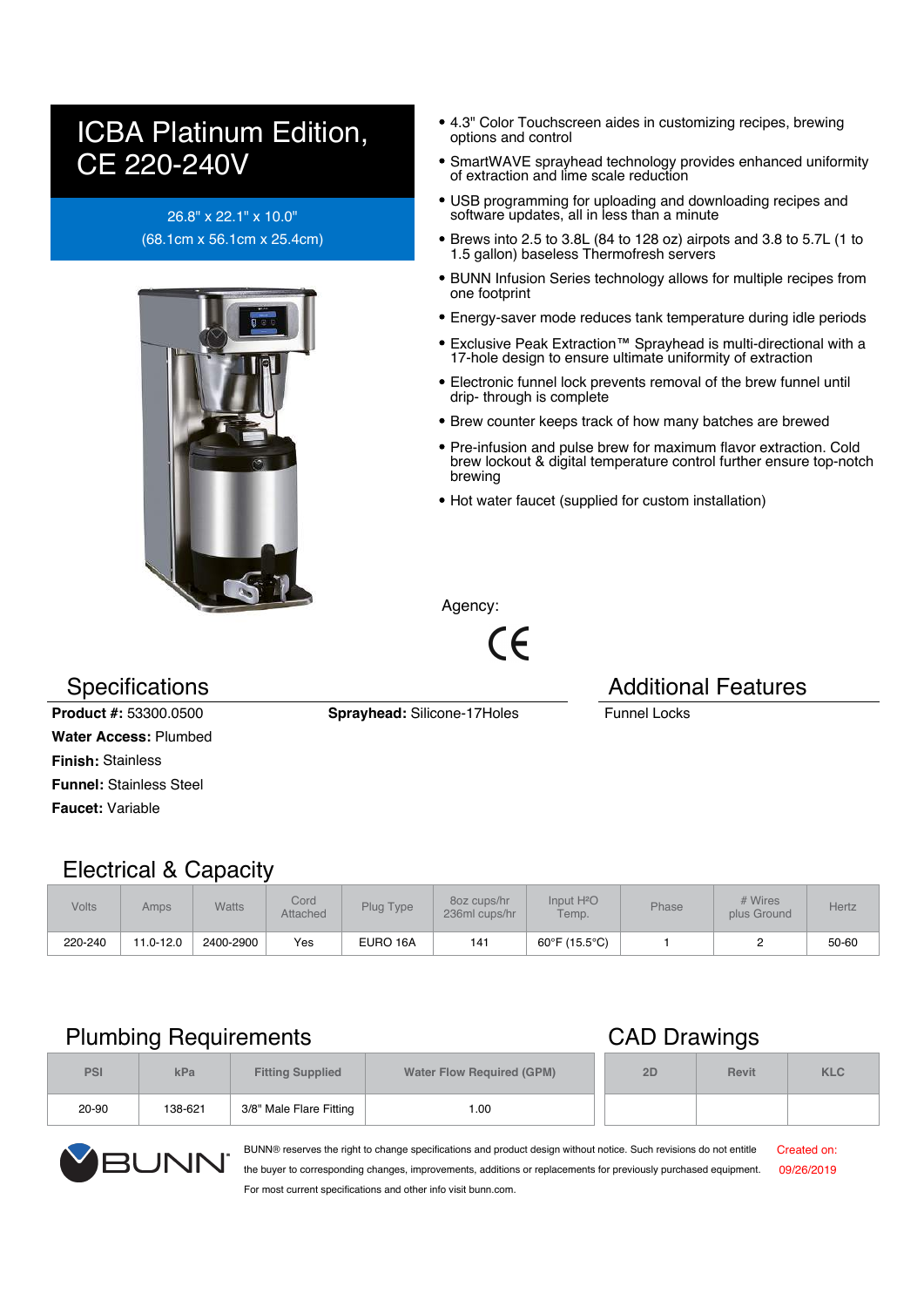# ICBA Platinum Edition, CE 220-240V

26.8" x 22.1" x 10.0"
(68.1cm x 56.1cm x 25.4cm)

- 4.3" Color Touchscreen aides in customizing recipes, brewing options and control
- SmartWAVE sprayhead technology provides enhanced uniformity of extraction and lime scale reduction
- USB programming for uploading and downloading recipes and software updates, all in less than a minute
- Brews into 2.5 to 3.8L (84 to 128 oz) airpots and 3.8 to 5.7L (1 to 1.5 gallon) baseless Thermofresh servers
- BUNN Infusion Series technology allows for multiple recipes from one footprint
- Energy-saver mode reduces tank temperature during idle periods
- Exclusive Peak Extraction™ Sprayhead is multi-directional with a 17-hole design to ensure ultimate uniformity of extraction
- Electronic funnel lock prevents removal of the brew funnel until drip- through is complete
- Brew counter keeps track of how many batches are brewed
- Pre-infusion and pulse brew for maximum flavor extraction. Cold brew lockout & digital temperature control further ensure top-notch brewing
- Hot water faucet (supplied for custom installation)

Agency:

CE

## Specifications

**Product #:** 53300.0500
**Water Access:** Plumbed
**Finish:** Stainless
**Funnel:** Stainless Steel
**Faucet:** Variable
**Sprayhead:** Silicone-17Holes

## Additional Features

Funnel Locks

## Electrical & Capacity

| Volts | Amps | Watts | Cord Attached | Plug Type | 8oz cups/hr 236ml cups/hr | Input $H_2O$ Temp. | Phase | # Wires plus Ground | Hertz |
|---|---|---|---|---|---|---|---|---|---|
| 220-240 | 11.0-12.0 | 2400-2900 | Yes | EURO 16A | 141 | 60°F (15.5°C) | 1 | 2 | 50-60 |

## Plumbing Requirements

| PSI | kPa | Fitting Supplied | Water Flow Required (GPM) |
|---|---|---|---|
| 20-90 | 138-621 | 3/8" Male Flare Fitting | 1.00 |

## CAD Drawings

| 2D | Revit | KLC |
|---|---|---|
| | | |

BUNN® reserves the right to change specifications and product design without notice. Such revisions do not entitle the buyer to corresponding changes, improvements, additions or replacements for previously purchased equipment. For most current specifications and other info visit bunn.com.

Created on: 09/26/2019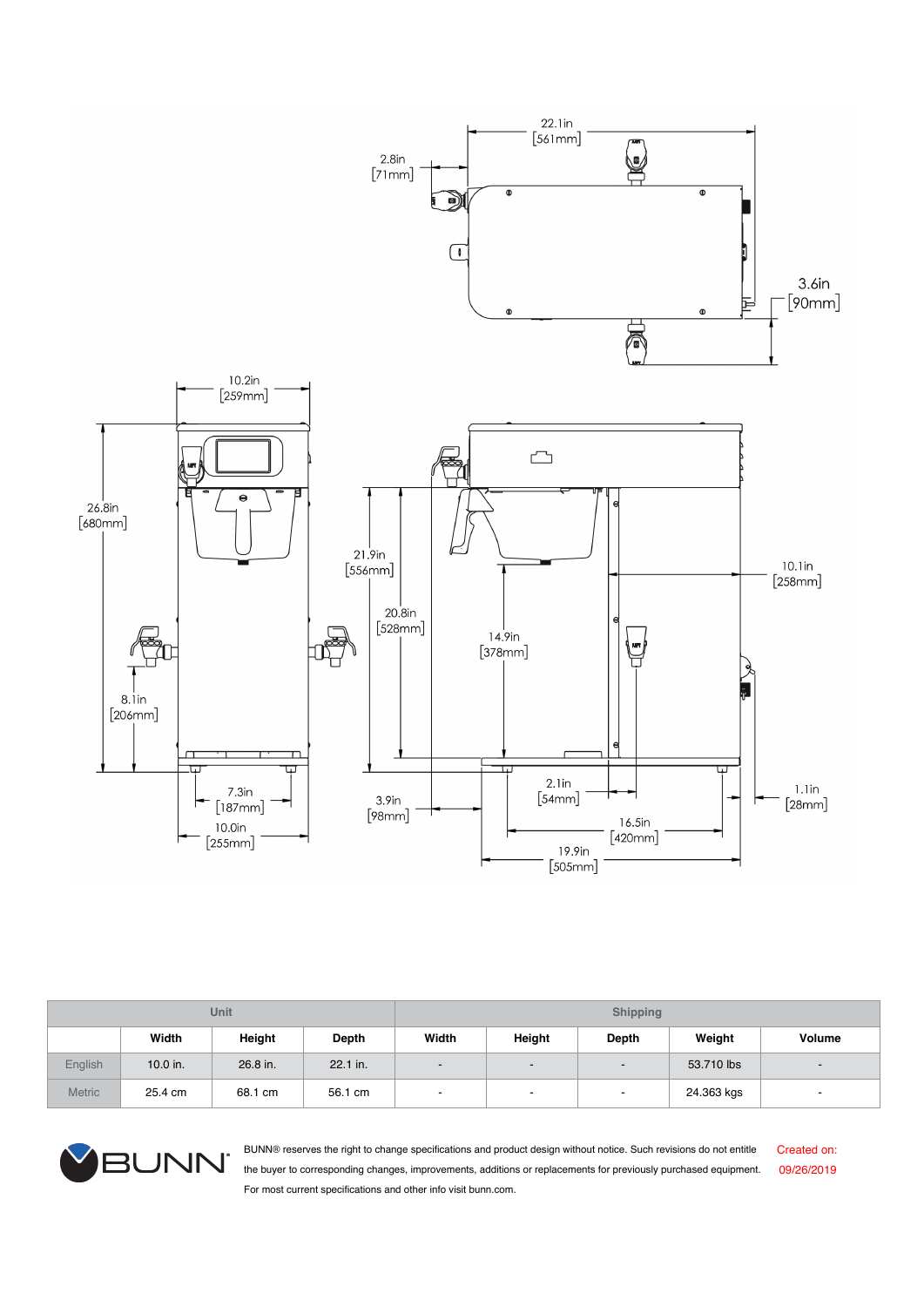22.1in [561mm]

2.8in [71mm]

3.6in [90mm]

10.2in [259mm]

26.8in [680mm]

21.9in [556mm]

20.8in [528mm]

14.9in [378mm]

10.1in [258mm]

8.1in [206mm]

7.3in [187mm]

10.0in [255mm]

3.9in [98mm]

2.1in [54mm]

1.1in [28mm]

16.5in [420mm]

19.9in [505mm]

| | Unit | | | Shipping | | | | |
|---|---|---|---|---|---|---|---|---|
| | Width | Height | Depth | Width | Height | Depth | Weight | Volume |
| English | 10.0 in. | 26.8 in. | 22.1 in. | - | - | - | 53.710 lbs | - |
| Metric | 25.4 cm | 68.1 cm | 56.1 cm | - | - | - | 24.363 kgs | - |

BUNN® reserves the right to change specifications and product design without notice. Such revisions do not entitle the buyer to corresponding changes, improvements, additions or replacements for previously purchased equipment. For most current specifications and other info visit bunn.com.

Created on: 09/26/2019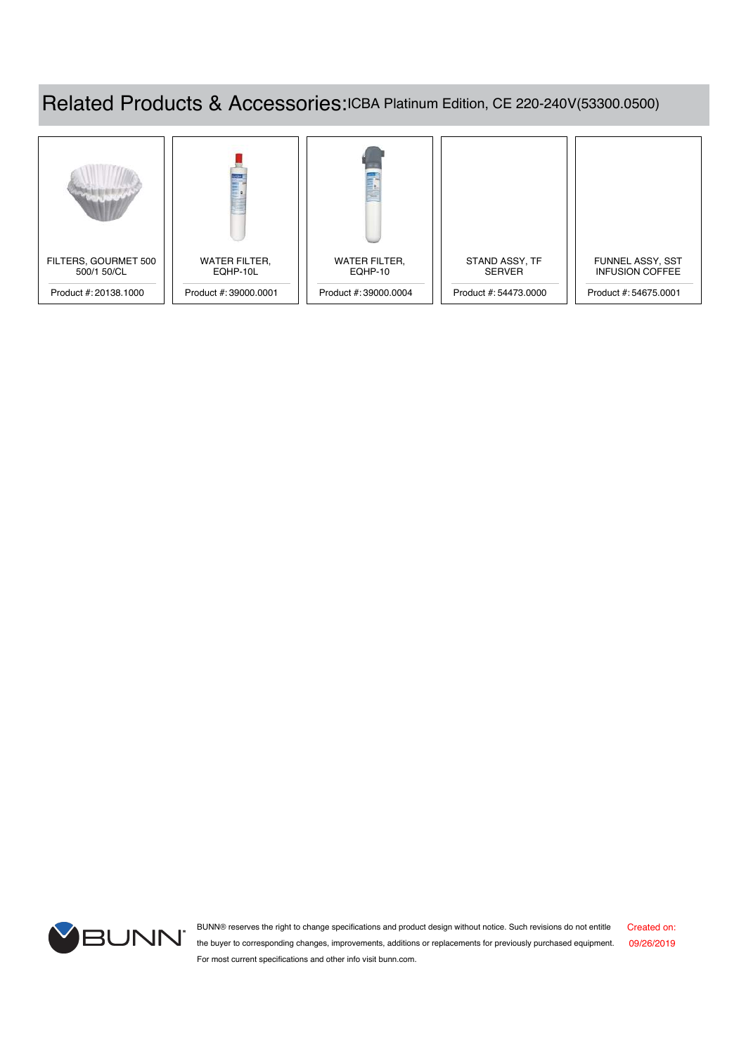# Related Products & Accessories: ICBA Platinum Edition, CE 220-240V(53300.0500)

| Product | Product # |
|---|---|
| FILTERS, GOURMET 500 500/1 50/CL | 20138.1000 |
| WATER FILTER, EQHP-10L | 39000.0001 |
| WATER FILTER, EQHP-10 | 39000.0004 |
| STAND ASSY, TF SERVER | 54473.0000 |
| FUNNEL ASSY, SST INFUSION COFFEE | 54675.0001 |

BUNN® reserves the right to change specifications and product design without notice. Such revisions do not entitle the buyer to corresponding changes, improvements, additions or replacements for previously purchased equipment. For most current specifications and other info visit bunn.com.

Created on: 09/26/2019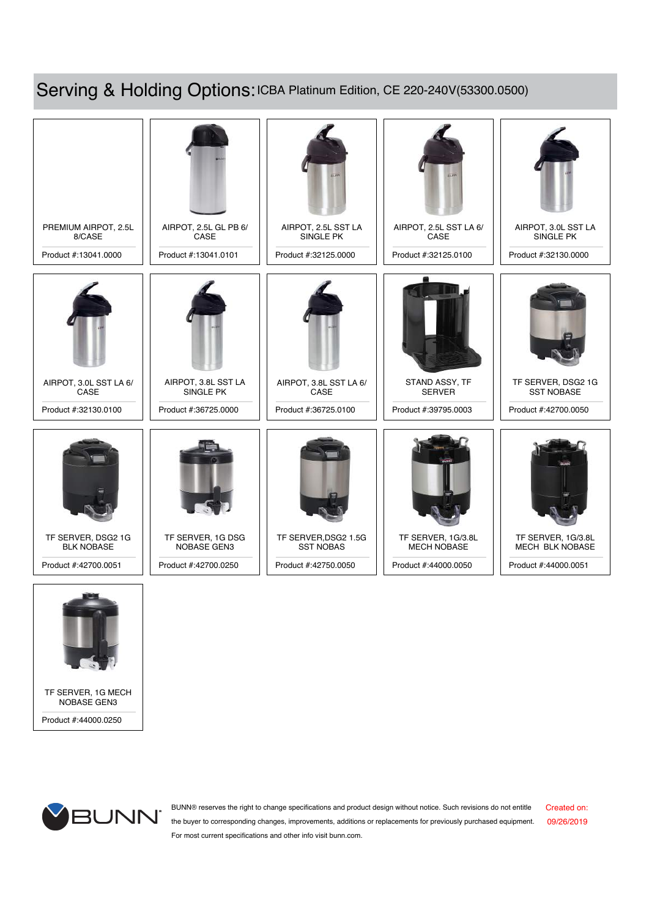# Serving & Holding Options: ICBA Platinum Edition, CE 220-240V(53300.0500)

| Description | Product # |
|---|---|
| PREMIUM AIRPOT, 2.5L 8/CASE | Product #:13041.0000 |
| AIRPOT, 2.5L GL PB 6/ CASE | Product #:13041.0101 |
| AIRPOT, 2.5L SST LA SINGLE PK | Product #:32125.0000 |
| AIRPOT, 2.5L SST LA 6/ CASE | Product #:32125.0100 |
| AIRPOT, 3.0L SST LA SINGLE PK | Product #:32130.0000 |
| AIRPOT, 3.0L SST LA 6/ CASE | Product #:32130.0100 |
| AIRPOT, 3.8L SST LA SINGLE PK | Product #:36725.0000 |
| AIRPOT, 3.8L SST LA 6/ CASE | Product #:36725.0100 |
| STAND ASSY, TF SERVER | Product #:39795.0003 |
| TF SERVER, DSG2 1G SST NOBASE | Product #:42700.0050 |
| TF SERVER, DSG2 1G BLK NOBASE | Product #:42700.0051 |
| TF SERVER, 1G DSG NOBASE GEN3 | Product #:42700.0250 |
| TF SERVER,DSG2 1.5G SST NOBAS | Product #:42750.0050 |
| TF SERVER, 1G/3.8L MECH NOBASE | Product #:44000.0050 |
| TF SERVER, 1G/3.8L MECH BLK NOBASE | Product #:44000.0051 |
| TF SERVER, 1G MECH NOBASE GEN3 | Product #:44000.0250 |

BUNN® reserves the right to change specifications and product design without notice. Such revisions do not entitle the buyer to corresponding changes, improvements, additions or replacements for previously purchased equipment. For most current specifications and other info visit bunn.com.

Created on: 09/26/2019